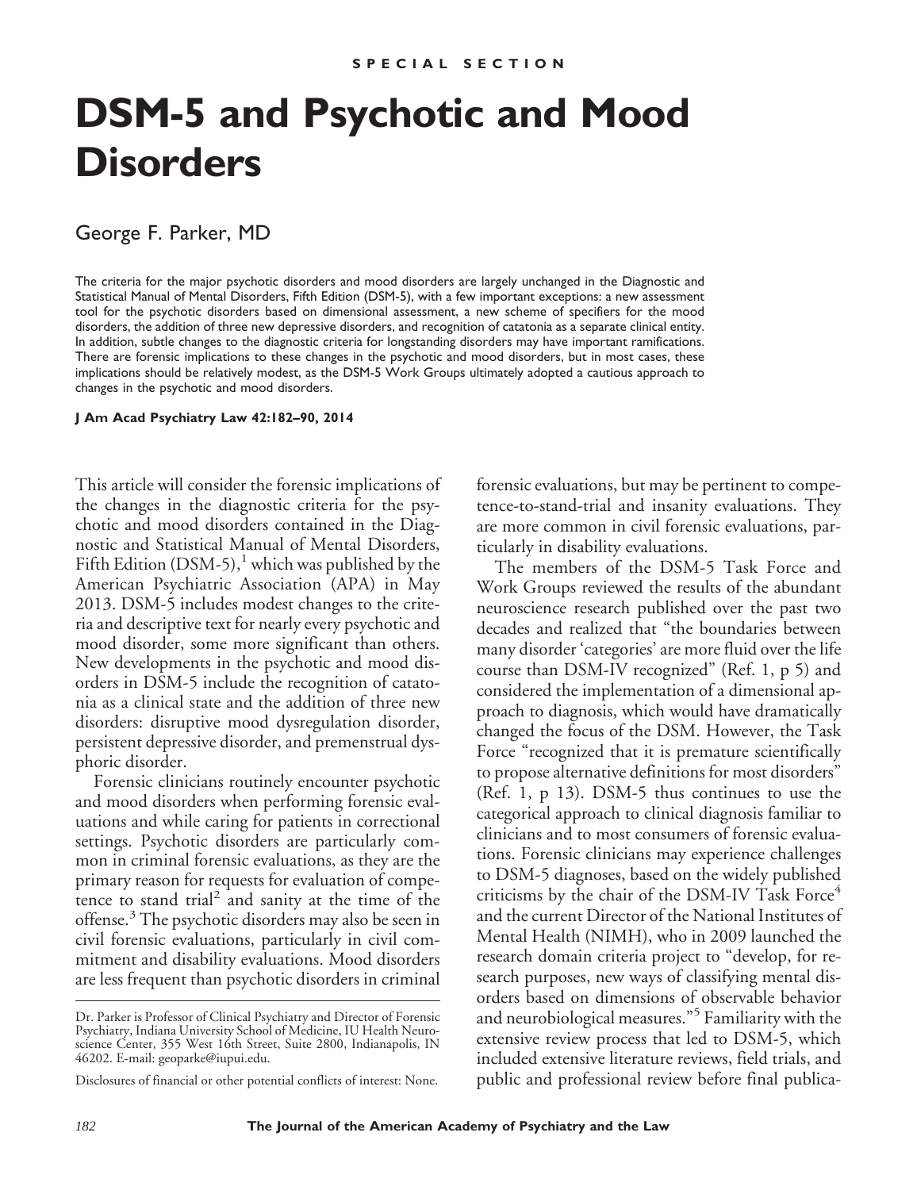SPECIAL SECTION

# DSM-5 and Psychotic and Mood Disorders

George F. Parker, MD

The criteria for the major psychotic disorders and mood disorders are largely unchanged in the Diagnostic and Statistical Manual of Mental Disorders, Fifth Edition (DSM-5), with a few important exceptions: a new assessment tool for the psychotic disorders based on dimensional assessment, a new scheme of specifiers for the mood disorders, the addition of three new depressive disorders, and recognition of catatonia as a separate clinical entity. In addition, subtle changes to the diagnostic criteria for longstanding disorders may have important ramifications. There are forensic implications to these changes in the psychotic and mood disorders, but in most cases, these implications should be relatively modest, as the DSM-5 Work Groups ultimately adopted a cautious approach to changes in the psychotic and mood disorders.

**J Am Acad Psychiatry Law 42:182–90, 2014**

This article will consider the forensic implications of the changes in the diagnostic criteria for the psychotic and mood disorders contained in the Diagnostic and Statistical Manual of Mental Disorders, Fifth Edition (DSM-5),[1] which was published by the American Psychiatric Association (APA) in May 2013. DSM-5 includes modest changes to the criteria and descriptive text for nearly every psychotic and mood disorder, some more significant than others. New developments in the psychotic and mood disorders in DSM-5 include the recognition of catatonia as a clinical state and the addition of three new disorders: disruptive mood dysregulation disorder, persistent depressive disorder, and premenstrual dysphoric disorder.

Forensic clinicians routinely encounter psychotic and mood disorders when performing forensic evaluations and while caring for patients in correctional settings. Psychotic disorders are particularly common in criminal forensic evaluations, as they are the primary reason for requests for evaluation of competence to stand trial[2] and sanity at the time of the offense.[3] The psychotic disorders may also be seen in civil forensic evaluations, particularly in civil commitment and disability evaluations. Mood disorders are less frequent than psychotic disorders in criminal forensic evaluations, but may be pertinent to competence-to-stand-trial and insanity evaluations. They are more common in civil forensic evaluations, particularly in disability evaluations.

The members of the DSM-5 Task Force and Work Groups reviewed the results of the abundant neuroscience research published over the past two decades and realized that "the boundaries between many disorder 'categories' are more fluid over the life course than DSM-IV recognized" (Ref. 1, p 5) and considered the implementation of a dimensional approach to diagnosis, which would have dramatically changed the focus of the DSM. However, the Task Force "recognized that it is premature scientifically to propose alternative definitions for most disorders" (Ref. 1, p 13). DSM-5 thus continues to use the categorical approach to clinical diagnosis familiar to clinicians and to most consumers of forensic evaluations. Forensic clinicians may experience challenges to DSM-5 diagnoses, based on the widely published criticisms by the chair of the DSM-IV Task Force[4] and the current Director of the National Institutes of Mental Health (NIMH), who in 2009 launched the research domain criteria project to "develop, for research purposes, new ways of classifying mental disorders based on dimensions of observable behavior and neurobiological measures."[5] Familiarity with the extensive review process that led to DSM-5, which included extensive literature reviews, field trials, and public and professional review before final publica-

Dr. Parker is Professor of Clinical Psychiatry and Director of Forensic Psychiatry, Indiana University School of Medicine, IU Health Neuroscience Center, 355 West 16th Street, Suite 2800, Indianapolis, IN 46202. E-mail: geoparke@iupui.edu.

Disclosures of financial or other potential conflicts of interest: None.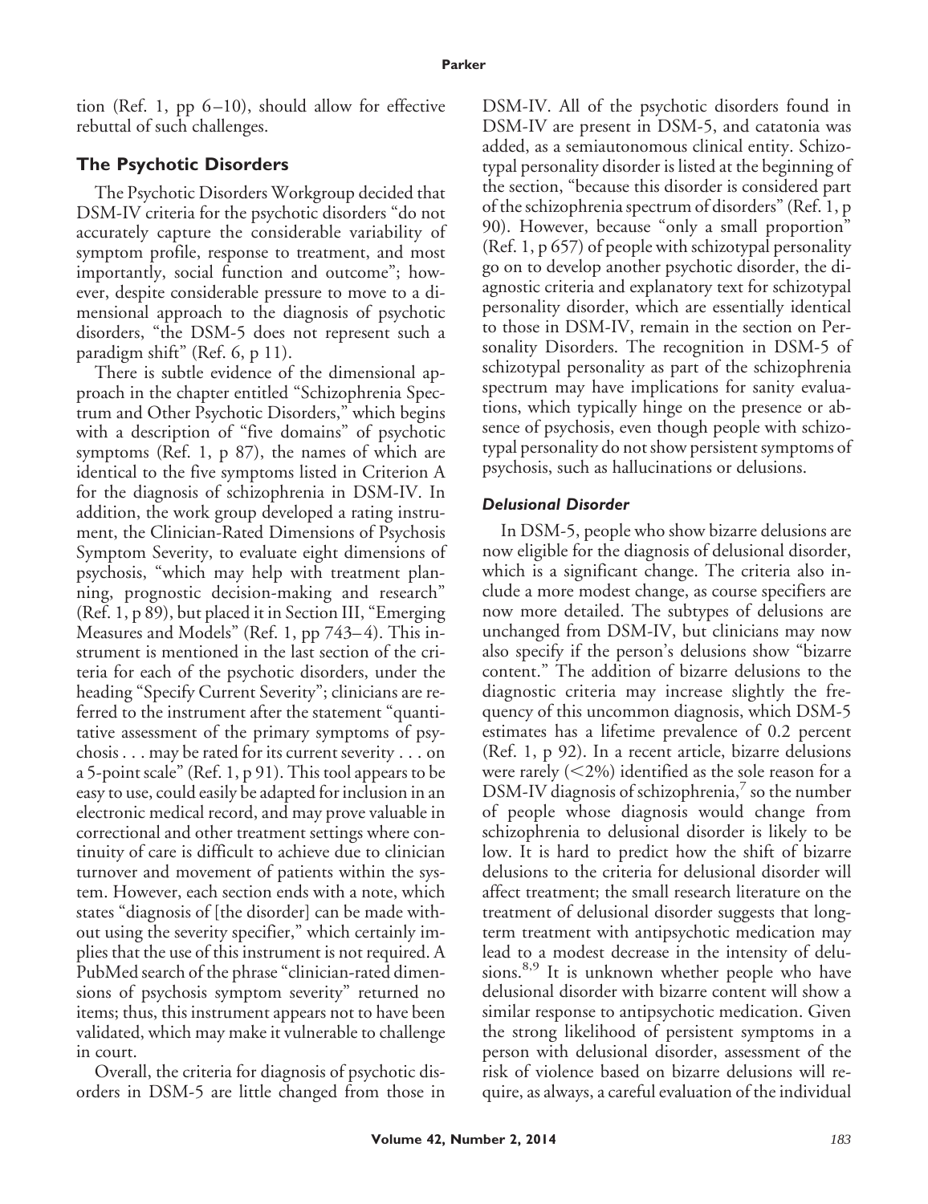tion (Ref. 1, pp 6–10), should allow for effective rebuttal of such challenges.

## The Psychotic Disorders

The Psychotic Disorders Workgroup decided that DSM-IV criteria for the psychotic disorders "do not accurately capture the considerable variability of symptom profile, response to treatment, and most importantly, social function and outcome"; however, despite considerable pressure to move to a dimensional approach to the diagnosis of psychotic disorders, "the DSM-5 does not represent such a paradigm shift" (Ref. 6, p 11).

There is subtle evidence of the dimensional approach in the chapter entitled "Schizophrenia Spectrum and Other Psychotic Disorders," which begins with a description of "five domains" of psychotic symptoms (Ref. 1, p 87), the names of which are identical to the five symptoms listed in Criterion A for the diagnosis of schizophrenia in DSM-IV. In addition, the work group developed a rating instrument, the Clinician-Rated Dimensions of Psychosis Symptom Severity, to evaluate eight dimensions of psychosis, "which may help with treatment planning, prognostic decision-making and research" (Ref. 1, p 89), but placed it in Section III, "Emerging Measures and Models" (Ref. 1, pp 743–4). This instrument is mentioned in the last section of the criteria for each of the psychotic disorders, under the heading "Specify Current Severity"; clinicians are referred to the instrument after the statement "quantitative assessment of the primary symptoms of psychosis . . . may be rated for its current severity . . . on a 5-point scale" (Ref. 1, p 91). This tool appears to be easy to use, could easily be adapted for inclusion in an electronic medical record, and may prove valuable in correctional and other treatment settings where continuity of care is difficult to achieve due to clinician turnover and movement of patients within the system. However, each section ends with a note, which states "diagnosis of [the disorder] can be made without using the severity specifier," which certainly implies that the use of this instrument is not required. A PubMed search of the phrase "clinician-rated dimensions of psychosis symptom severity" returned no items; thus, this instrument appears not to have been validated, which may make it vulnerable to challenge in court.

Overall, the criteria for diagnosis of psychotic disorders in DSM-5 are little changed from those in DSM-IV. All of the psychotic disorders found in DSM-IV are present in DSM-5, and catatonia was added, as a semiautonomous clinical entity. Schizotypal personality disorder is listed at the beginning of the section, "because this disorder is considered part of the schizophrenia spectrum of disorders" (Ref. 1, p 90). However, because "only a small proportion" (Ref. 1, p 657) of people with schizotypal personality go on to develop another psychotic disorder, the diagnostic criteria and explanatory text for schizotypal personality disorder, which are essentially identical to those in DSM-IV, remain in the section on Personality Disorders. The recognition in DSM-5 of schizotypal personality as part of the schizophrenia spectrum may have implications for sanity evaluations, which typically hinge on the presence or absence of psychosis, even though people with schizotypal personality do not show persistent symptoms of psychosis, such as hallucinations or delusions.

### *Delusional Disorder*

In DSM-5, people who show bizarre delusions are now eligible for the diagnosis of delusional disorder, which is a significant change. The criteria also include a more modest change, as course specifiers are now more detailed. The subtypes of delusions are unchanged from DSM-IV, but clinicians may now also specify if the person's delusions show "bizarre content." The addition of bizarre delusions to the diagnostic criteria may increase slightly the frequency of this uncommon diagnosis, which DSM-5 estimates has a lifetime prevalence of 0.2 percent (Ref. 1, p 92). In a recent article, bizarre delusions were rarely (<2%) identified as the sole reason for a DSM-IV diagnosis of schizophrenia,[7] so the number of people whose diagnosis would change from schizophrenia to delusional disorder is likely to be low. It is hard to predict how the shift of bizarre delusions to the criteria for delusional disorder will affect treatment; the small research literature on the treatment of delusional disorder suggests that long-term treatment with antipsychotic medication may lead to a modest decrease in the intensity of delusions.[8,9] It is unknown whether people who have delusional disorder with bizarre content will show a similar response to antipsychotic medication. Given the strong likelihood of persistent symptoms in a person with delusional disorder, assessment of the risk of violence based on bizarre delusions will require, as always, a careful evaluation of the individual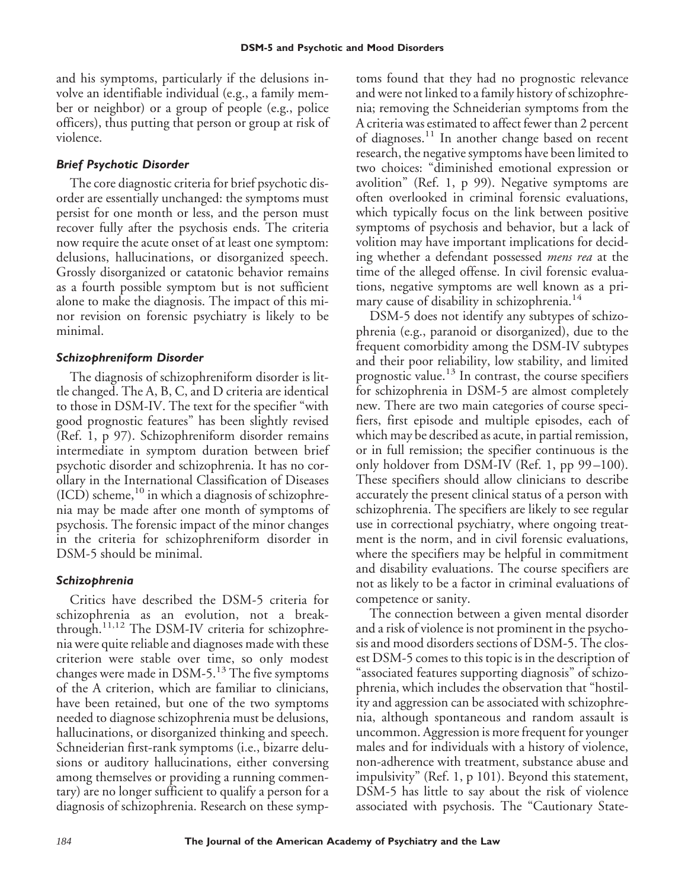and his symptoms, particularly if the delusions involve an identifiable individual (e.g., a family member or neighbor) or a group of people (e.g., police officers), thus putting that person or group at risk of violence.

### *Brief Psychotic Disorder*

The core diagnostic criteria for brief psychotic disorder are essentially unchanged: the symptoms must persist for one month or less, and the person must recover fully after the psychosis ends. The criteria now require the acute onset of at least one symptom: delusions, hallucinations, or disorganized speech. Grossly disorganized or catatonic behavior remains as a fourth possible symptom but is not sufficient alone to make the diagnosis. The impact of this minor revision on forensic psychiatry is likely to be minimal.

### *Schizophreniform Disorder*

The diagnosis of schizophreniform disorder is little changed. The A, B, C, and D criteria are identical to those in DSM-IV. The text for the specifier "with good prognostic features" has been slightly revised (Ref. 1, p 97). Schizophreniform disorder remains intermediate in symptom duration between brief psychotic disorder and schizophrenia. It has no corollary in the International Classification of Diseases (ICD) scheme,[10] in which a diagnosis of schizophrenia may be made after one month of symptoms of psychosis. The forensic impact of the minor changes in the criteria for schizophreniform disorder in DSM-5 should be minimal.

### *Schizophrenia*

Critics have described the DSM-5 criteria for schizophrenia as an evolution, not a breakthrough.[11,12] The DSM-IV criteria for schizophrenia were quite reliable and diagnoses made with these criterion were stable over time, so only modest changes were made in DSM-5.[13] The five symptoms of the A criterion, which are familiar to clinicians, have been retained, but one of the two symptoms needed to diagnose schizophrenia must be delusions, hallucinations, or disorganized thinking and speech. Schneiderian first-rank symptoms (i.e., bizarre delusions or auditory hallucinations, either conversing among themselves or providing a running commentary) are no longer sufficient to qualify a person for a diagnosis of schizophrenia. Research on these symptoms found that they had no prognostic relevance and were not linked to a family history of schizophrenia; removing the Schneiderian symptoms from the A criteria was estimated to affect fewer than 2 percent of diagnoses.[11] In another change based on recent research, the negative symptoms have been limited to two choices: "diminished emotional expression or avolition" (Ref. 1, p 99). Negative symptoms are often overlooked in criminal forensic evaluations, which typically focus on the link between positive symptoms of psychosis and behavior, but a lack of volition may have important implications for deciding whether a defendant possessed *mens rea* at the time of the alleged offense. In civil forensic evaluations, negative symptoms are well known as a primary cause of disability in schizophrenia.[14]

DSM-5 does not identify any subtypes of schizophrenia (e.g., paranoid or disorganized), due to the frequent comorbidity among the DSM-IV subtypes and their poor reliability, low stability, and limited prognostic value.[13] In contrast, the course specifiers for schizophrenia in DSM-5 are almost completely new. There are two main categories of course specifiers, first episode and multiple episodes, each of which may be described as acute, in partial remission, or in full remission; the specifier continuous is the only holdover from DSM-IV (Ref. 1, pp 99–100). These specifiers should allow clinicians to describe accurately the present clinical status of a person with schizophrenia. The specifiers are likely to see regular use in correctional psychiatry, where ongoing treatment is the norm, and in civil forensic evaluations, where the specifiers may be helpful in commitment and disability evaluations. The course specifiers are not as likely to be a factor in criminal evaluations of competence or sanity.

The connection between a given mental disorder and a risk of violence is not prominent in the psychosis and mood disorders sections of DSM-5. The closest DSM-5 comes to this topic is in the description of "associated features supporting diagnosis" of schizophrenia, which includes the observation that "hostility and aggression can be associated with schizophrenia, although spontaneous and random assault is uncommon. Aggression is more frequent for younger males and for individuals with a history of violence, non-adherence with treatment, substance abuse and impulsivity" (Ref. 1, p 101). Beyond this statement, DSM-5 has little to say about the risk of violence associated with psychosis. The "Cautionary State-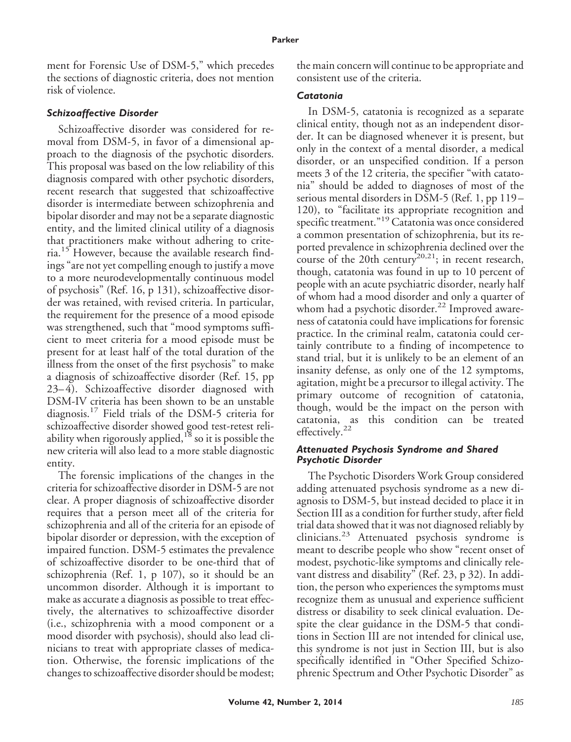ment for Forensic Use of DSM-5," which precedes the sections of diagnostic criteria, does not mention risk of violence.

### *Schizoaffective Disorder*

Schizoaffective disorder was considered for removal from DSM-5, in favor of a dimensional approach to the diagnosis of the psychotic disorders. This proposal was based on the low reliability of this diagnosis compared with other psychotic disorders, recent research that suggested that schizoaffective disorder is intermediate between schizophrenia and bipolar disorder and may not be a separate diagnostic entity, and the limited clinical utility of a diagnosis that practitioners make without adhering to criteria.[15] However, because the available research findings "are not yet compelling enough to justify a move to a more neurodevelopmentally continuous model of psychosis" (Ref. 16, p 131), schizoaffective disorder was retained, with revised criteria. In particular, the requirement for the presence of a mood episode was strengthened, such that "mood symptoms sufficient to meet criteria for a mood episode must be present for at least half of the total duration of the illness from the onset of the first psychosis" to make a diagnosis of schizoaffective disorder (Ref. 15, pp 23–4). Schizoaffective disorder diagnosed with DSM-IV criteria has been shown to be an unstable diagnosis.[17] Field trials of the DSM-5 criteria for schizoaffective disorder showed good test-retest reliability when rigorously applied,[18] so it is possible the new criteria will also lead to a more stable diagnostic entity.

The forensic implications of the changes in the criteria for schizoaffective disorder in DSM-5 are not clear. A proper diagnosis of schizoaffective disorder requires that a person meet all of the criteria for schizophrenia and all of the criteria for an episode of bipolar disorder or depression, with the exception of impaired function. DSM-5 estimates the prevalence of schizoaffective disorder to be one-third that of schizophrenia (Ref. 1, p 107), so it should be an uncommon disorder. Although it is important to make as accurate a diagnosis as possible to treat effectively, the alternatives to schizoaffective disorder (i.e., schizophrenia with a mood component or a mood disorder with psychosis), should also lead clinicians to treat with appropriate classes of medication. Otherwise, the forensic implications of the changes to schizoaffective disorder should be modest; the main concern will continue to be appropriate and consistent use of the criteria.

### *Catatonia*

In DSM-5, catatonia is recognized as a separate clinical entity, though not as an independent disorder. It can be diagnosed whenever it is present, but only in the context of a mental disorder, a medical disorder, or an unspecified condition. If a person meets 3 of the 12 criteria, the specifier "with catatonia" should be added to diagnoses of most of the serious mental disorders in DSM-5 (Ref. 1, pp 119–120), to "facilitate its appropriate recognition and specific treatment."[19] Catatonia was once considered a common presentation of schizophrenia, but its reported prevalence in schizophrenia declined over the course of the 20th century[20,21]; in recent research, though, catatonia was found in up to 10 percent of people with an acute psychiatric disorder, nearly half of whom had a mood disorder and only a quarter of whom had a psychotic disorder.[22] Improved awareness of catatonia could have implications for forensic practice. In the criminal realm, catatonia could certainly contribute to a finding of incompetence to stand trial, but it is unlikely to be an element of an insanity defense, as only one of the 12 symptoms, agitation, might be a precursor to illegal activity. The primary outcome of recognition of catatonia, though, would be the impact on the person with catatonia, as this condition can be treated effectively.[22]

### *Attenuated Psychosis Syndrome and Shared Psychotic Disorder*

The Psychotic Disorders Work Group considered adding attenuated psychosis syndrome as a new diagnosis to DSM-5, but instead decided to place it in Section III as a condition for further study, after field trial data showed that it was not diagnosed reliably by clinicians.[23] Attenuated psychosis syndrome is meant to describe people who show "recent onset of modest, psychotic-like symptoms and clinically relevant distress and disability" (Ref. 23, p 32). In addition, the person who experiences the symptoms must recognize them as unusual and experience sufficient distress or disability to seek clinical evaluation. Despite the clear guidance in the DSM-5 that conditions in Section III are not intended for clinical use, this syndrome is not just in Section III, but is also specifically identified in "Other Specified Schizophrenic Spectrum and Other Psychotic Disorder" as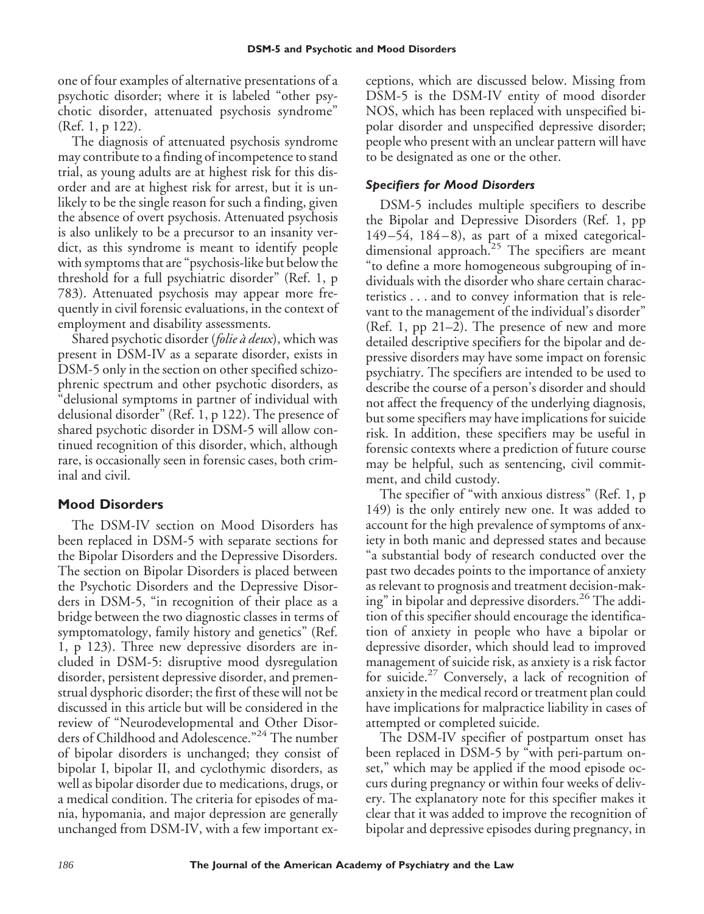one of four examples of alternative presentations of a psychotic disorder; where it is labeled "other psychotic disorder, attenuated psychosis syndrome" (Ref. 1, p 122).

The diagnosis of attenuated psychosis syndrome may contribute to a finding of incompetence to stand trial, as young adults are at highest risk for this disorder and are at highest risk for arrest, but it is unlikely to be the single reason for such a finding, given the absence of overt psychosis. Attenuated psychosis is also unlikely to be a precursor to an insanity verdict, as this syndrome is meant to identify people with symptoms that are "psychosis-like but below the threshold for a full psychiatric disorder" (Ref. 1, p 783). Attenuated psychosis may appear more frequently in civil forensic evaluations, in the context of employment and disability assessments.

Shared psychotic disorder (*folie à deux*), which was present in DSM-IV as a separate disorder, exists in DSM-5 only in the section on other specified schizophrenic spectrum and other psychotic disorders, as "delusional symptoms in partner of individual with delusional disorder" (Ref. 1, p 122). The presence of shared psychotic disorder in DSM-5 will allow continued recognition of this disorder, which, although rare, is occasionally seen in forensic cases, both criminal and civil.

## Mood Disorders

The DSM-IV section on Mood Disorders has been replaced in DSM-5 with separate sections for the Bipolar Disorders and the Depressive Disorders. The section on Bipolar Disorders is placed between the Psychotic Disorders and the Depressive Disorders in DSM-5, "in recognition of their place as a bridge between the two diagnostic classes in terms of symptomatology, family history and genetics" (Ref. 1, p 123). Three new depressive disorders are included in DSM-5: disruptive mood dysregulation disorder, persistent depressive disorder, and premenstrual dysphoric disorder; the first of these will not be discussed in this article but will be considered in the review of "Neurodevelopmental and Other Disorders of Childhood and Adolescence."[24] The number of bipolar disorders is unchanged; they consist of bipolar I, bipolar II, and cyclothymic disorders, as well as bipolar disorder due to medications, drugs, or a medical condition. The criteria for episodes of mania, hypomania, and major depression are generally unchanged from DSM-IV, with a few important exceptions, which are discussed below. Missing from DSM-5 is the DSM-IV entity of mood disorder NOS, which has been replaced with unspecified bipolar disorder and unspecified depressive disorder; people who present with an unclear pattern will have to be designated as one or the other.

### *Specifiers for Mood Disorders*

DSM-5 includes multiple specifiers to describe the Bipolar and Depressive Disorders (Ref. 1, pp 149–54, 184–8), as part of a mixed categorical-dimensional approach.[25] The specifiers are meant "to define a more homogeneous subgrouping of individuals with the disorder who share certain characteristics . . . and to convey information that is relevant to the management of the individual's disorder" (Ref. 1, pp 21–2). The presence of new and more detailed descriptive specifiers for the bipolar and depressive disorders may have some impact on forensic psychiatry. The specifiers are intended to be used to describe the course of a person's disorder and should not affect the frequency of the underlying diagnosis, but some specifiers may have implications for suicide risk. In addition, these specifiers may be useful in forensic contexts where a prediction of future course may be helpful, such as sentencing, civil commitment, and child custody.

The specifier of "with anxious distress" (Ref. 1, p 149) is the only entirely new one. It was added to account for the high prevalence of symptoms of anxiety in both manic and depressed states and because "a substantial body of research conducted over the past two decades points to the importance of anxiety as relevant to prognosis and treatment decision-making" in bipolar and depressive disorders.[26] The addition of this specifier should encourage the identification of anxiety in people who have a bipolar or depressive disorder, which should lead to improved management of suicide risk, as anxiety is a risk factor for suicide.[27] Conversely, a lack of recognition of anxiety in the medical record or treatment plan could have implications for malpractice liability in cases of attempted or completed suicide.

The DSM-IV specifier of postpartum onset has been replaced in DSM-5 by "with peri-partum onset," which may be applied if the mood episode occurs during pregnancy or within four weeks of delivery. The explanatory note for this specifier makes it clear that it was added to improve the recognition of bipolar and depressive episodes during pregnancy, in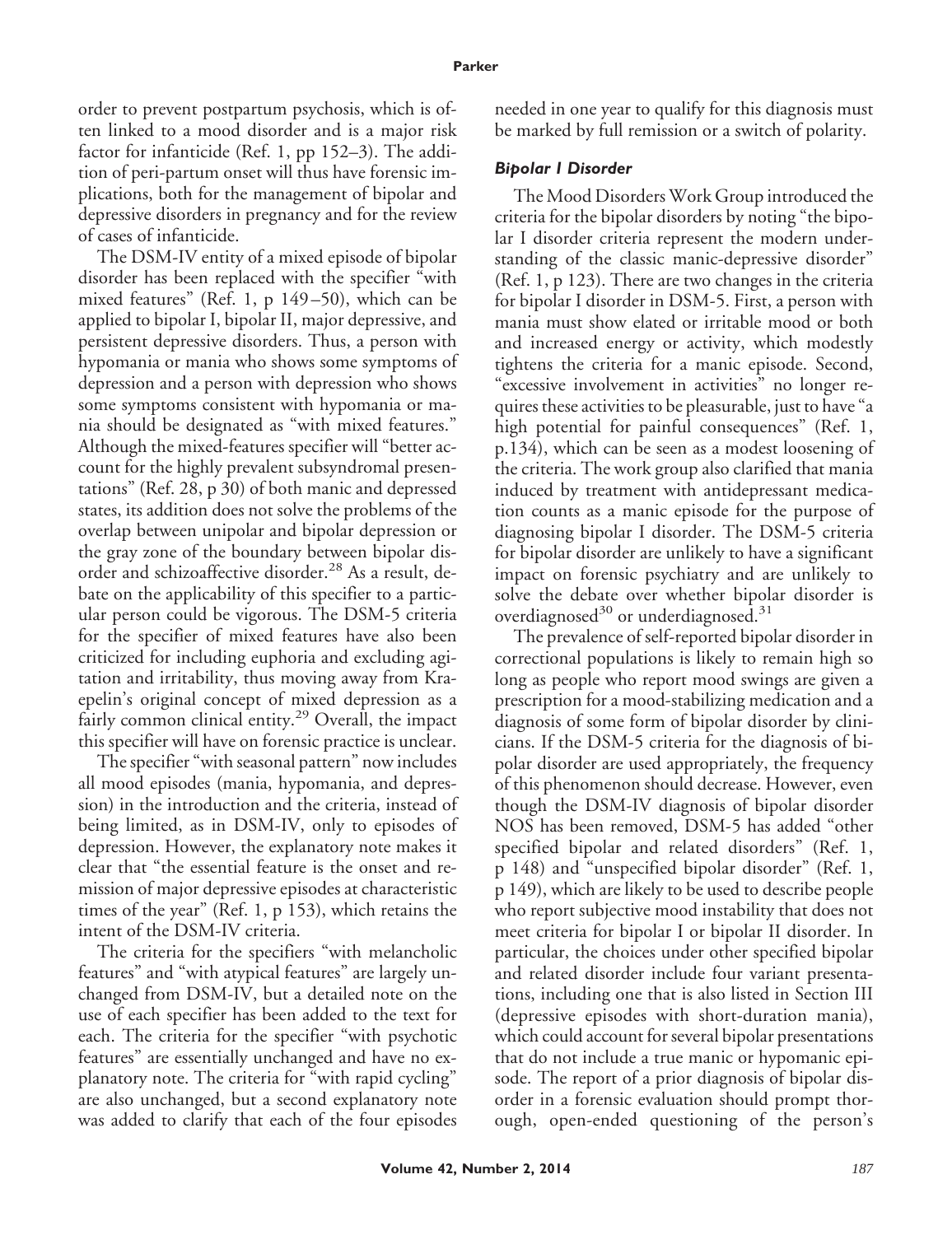order to prevent postpartum psychosis, which is often linked to a mood disorder and is a major risk factor for infanticide (Ref. 1, pp 152–3). The addition of peri-partum onset will thus have forensic implications, both for the management of bipolar and depressive disorders in pregnancy and for the review of cases of infanticide.

The DSM-IV entity of a mixed episode of bipolar disorder has been replaced with the specifier "with mixed features" (Ref. 1, p 149–50), which can be applied to bipolar I, bipolar II, major depressive, and persistent depressive disorders. Thus, a person with hypomania or mania who shows some symptoms of depression and a person with depression who shows some symptoms consistent with hypomania or mania should be designated as "with mixed features." Although the mixed-features specifier will "better account for the highly prevalent subsyndromal presentations" (Ref. 28, p 30) of both manic and depressed states, its addition does not solve the problems of the overlap between unipolar and bipolar depression or the gray zone of the boundary between bipolar disorder and schizoaffective disorder.[28] As a result, debate on the applicability of this specifier to a particular person could be vigorous. The DSM-5 criteria for the specifier of mixed features have also been criticized for including euphoria and excluding agitation and irritability, thus moving away from Kraepelin's original concept of mixed depression as a fairly common clinical entity.[29] Overall, the impact this specifier will have on forensic practice is unclear.

The specifier "with seasonal pattern" now includes all mood episodes (mania, hypomania, and depression) in the introduction and the criteria, instead of being limited, as in DSM-IV, only to episodes of depression. However, the explanatory note makes it clear that "the essential feature is the onset and remission of major depressive episodes at characteristic times of the year" (Ref. 1, p 153), which retains the intent of the DSM-IV criteria.

The criteria for the specifiers "with melancholic features" and "with atypical features" are largely unchanged from DSM-IV, but a detailed note on the use of each specifier has been added to the text for each. The criteria for the specifier "with psychotic features" are essentially unchanged and have no explanatory note. The criteria for "with rapid cycling" are also unchanged, but a second explanatory note was added to clarify that each of the four episodes needed in one year to qualify for this diagnosis must be marked by full remission or a switch of polarity.

### *Bipolar I Disorder*

The Mood Disorders Work Group introduced the criteria for the bipolar disorders by noting "the bipolar I disorder criteria represent the modern understanding of the classic manic-depressive disorder" (Ref. 1, p 123). There are two changes in the criteria for bipolar I disorder in DSM-5. First, a person with mania must show elated or irritable mood or both and increased energy or activity, which modestly tightens the criteria for a manic episode. Second, "excessive involvement in activities" no longer requires these activities to be pleasurable, just to have "a high potential for painful consequences" (Ref. 1, p.134), which can be seen as a modest loosening of the criteria. The work group also clarified that mania induced by treatment with antidepressant medication counts as a manic episode for the purpose of diagnosing bipolar I disorder. The DSM-5 criteria for bipolar disorder are unlikely to have a significant impact on forensic psychiatry and are unlikely to solve the debate over whether bipolar disorder is overdiagnosed[30] or underdiagnosed.[31]

The prevalence of self-reported bipolar disorder in correctional populations is likely to remain high so long as people who report mood swings are given a prescription for a mood-stabilizing medication and a diagnosis of some form of bipolar disorder by clinicians. If the DSM-5 criteria for the diagnosis of bipolar disorder are used appropriately, the frequency of this phenomenon should decrease. However, even though the DSM-IV diagnosis of bipolar disorder NOS has been removed, DSM-5 has added "other specified bipolar and related disorders" (Ref. 1, p 148) and "unspecified bipolar disorder" (Ref. 1, p 149), which are likely to be used to describe people who report subjective mood instability that does not meet criteria for bipolar I or bipolar II disorder. In particular, the choices under other specified bipolar and related disorder include four variant presentations, including one that is also listed in Section III (depressive episodes with short-duration mania), which could account for several bipolar presentations that do not include a true manic or hypomanic episode. The report of a prior diagnosis of bipolar disorder in a forensic evaluation should prompt thorough, open-ended questioning of the person's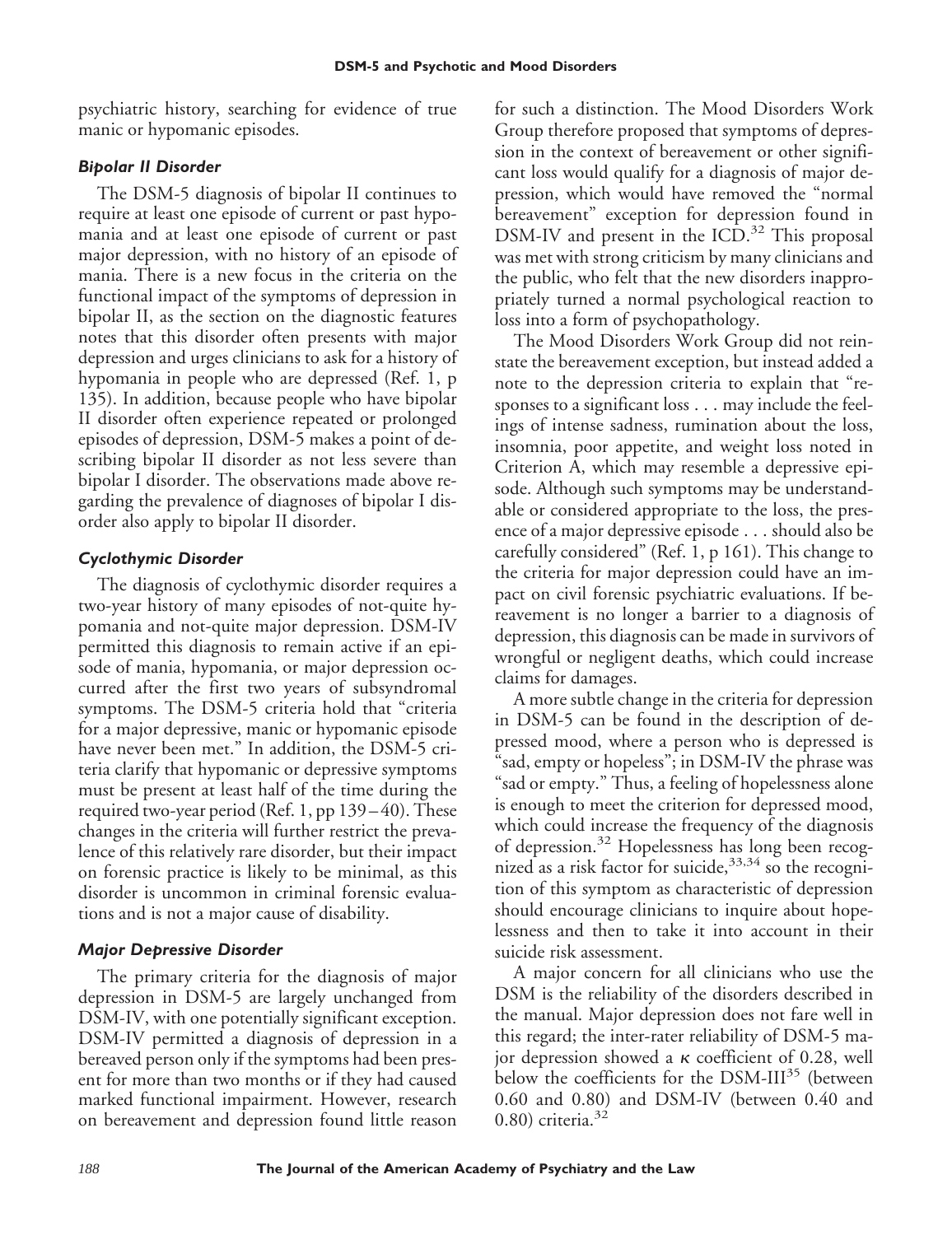psychiatric history, searching for evidence of true manic or hypomanic episodes.

### *Bipolar II Disorder*

The DSM-5 diagnosis of bipolar II continues to require at least one episode of current or past hypomania and at least one episode of current or past major depression, with no history of an episode of mania. There is a new focus in the criteria on the functional impact of the symptoms of depression in bipolar II, as the section on the diagnostic features notes that this disorder often presents with major depression and urges clinicians to ask for a history of hypomania in people who are depressed (Ref. 1, p 135). In addition, because people who have bipolar II disorder often experience repeated or prolonged episodes of depression, DSM-5 makes a point of describing bipolar II disorder as not less severe than bipolar I disorder. The observations made above regarding the prevalence of diagnoses of bipolar I disorder also apply to bipolar II disorder.

### *Cyclothymic Disorder*

The diagnosis of cyclothymic disorder requires a two-year history of many episodes of not-quite hypomania and not-quite major depression. DSM-IV permitted this diagnosis to remain active if an episode of mania, hypomania, or major depression occurred after the first two years of subsyndromal symptoms. The DSM-5 criteria hold that "criteria for a major depressive, manic or hypomanic episode have never been met." In addition, the DSM-5 criteria clarify that hypomanic or depressive symptoms must be present at least half of the time during the required two-year period (Ref. 1, pp 139–40). These changes in the criteria will further restrict the prevalence of this relatively rare disorder, but their impact on forensic practice is likely to be minimal, as this disorder is uncommon in criminal forensic evaluations and is not a major cause of disability.

### *Major Depressive Disorder*

The primary criteria for the diagnosis of major depression in DSM-5 are largely unchanged from DSM-IV, with one potentially significant exception. DSM-IV permitted a diagnosis of depression in a bereaved person only if the symptoms had been present for more than two months or if they had caused marked functional impairment. However, research on bereavement and depression found little reason for such a distinction. The Mood Disorders Work Group therefore proposed that symptoms of depression in the context of bereavement or other significant loss would qualify for a diagnosis of major depression, which would have removed the "normal bereavement" exception for depression found in DSM-IV and present in the ICD.[32] This proposal was met with strong criticism by many clinicians and the public, who felt that the new disorders inappropriately turned a normal psychological reaction to loss into a form of psychopathology.

The Mood Disorders Work Group did not reinstate the bereavement exception, but instead added a note to the depression criteria to explain that "responses to a significant loss . . . may include the feelings of intense sadness, rumination about the loss, insomnia, poor appetite, and weight loss noted in Criterion A, which may resemble a depressive episode. Although such symptoms may be understandable or considered appropriate to the loss, the presence of a major depressive episode . . . should also be carefully considered" (Ref. 1, p 161). This change to the criteria for major depression could have an impact on civil forensic psychiatric evaluations. If bereavement is no longer a barrier to a diagnosis of depression, this diagnosis can be made in survivors of wrongful or negligent deaths, which could increase claims for damages.

A more subtle change in the criteria for depression in DSM-5 can be found in the description of depressed mood, where a person who is depressed is "sad, empty or hopeless"; in DSM-IV the phrase was "sad or empty." Thus, a feeling of hopelessness alone is enough to meet the criterion for depressed mood, which could increase the frequency of the diagnosis of depression.[32] Hopelessness has long been recognized as a risk factor for suicide,[33,34] so the recognition of this symptom as characteristic of depression should encourage clinicians to inquire about hopelessness and then to take it into account in their suicide risk assessment.

A major concern for all clinicians who use the DSM is the reliability of the disorders described in the manual. Major depression does not fare well in this regard; the inter-rater reliability of DSM-5 major depression showed a $\kappa$ coefficient of 0.28, well below the coefficients for the DSM-III[35] (between 0.60 and 0.80) and DSM-IV (between 0.40 and 0.80) criteria.[32]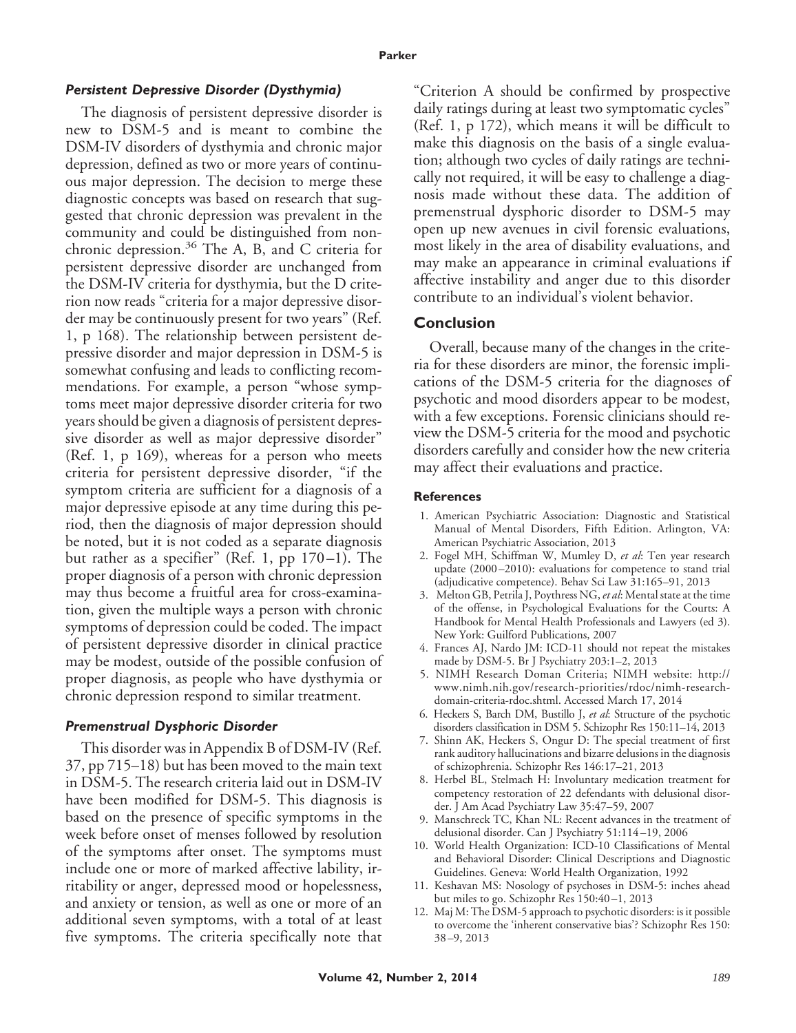### *Persistent Depressive Disorder (Dysthymia)*

The diagnosis of persistent depressive disorder is new to DSM-5 and is meant to combine the DSM-IV disorders of dysthymia and chronic major depression, defined as two or more years of continuous major depression. The decision to merge these diagnostic concepts was based on research that suggested that chronic depression was prevalent in the community and could be distinguished from nonchronic depression.[36] The A, B, and C criteria for persistent depressive disorder are unchanged from the DSM-IV criteria for dysthymia, but the D criterion now reads "criteria for a major depressive disorder may be continuously present for two years" (Ref. 1, p 168). The relationship between persistent depressive disorder and major depression in DSM-5 is somewhat confusing and leads to conflicting recommendations. For example, a person "whose symptoms meet major depressive disorder criteria for two years should be given a diagnosis of persistent depressive disorder as well as major depressive disorder" (Ref. 1, p 169), whereas for a person who meets criteria for persistent depressive disorder, "if the symptom criteria are sufficient for a diagnosis of a major depressive episode at any time during this period, then the diagnosis of major depression should be noted, but it is not coded as a separate diagnosis but rather as a specifier" (Ref. 1, pp 170–1). The proper diagnosis of a person with chronic depression may thus become a fruitful area for cross-examination, given the multiple ways a person with chronic symptoms of depression could be coded. The impact of persistent depressive disorder in clinical practice may be modest, outside of the possible confusion of proper diagnosis, as people who have dysthymia or chronic depression respond to similar treatment.

### *Premenstrual Dysphoric Disorder*

This disorder was in Appendix B of DSM-IV (Ref. 37, pp 715–18) but has been moved to the main text in DSM-5. The research criteria laid out in DSM-IV have been modified for DSM-5. This diagnosis is based on the presence of specific symptoms in the week before onset of menses followed by resolution of the symptoms after onset. The symptoms must include one or more of marked affective lability, irritability or anger, depressed mood or hopelessness, and anxiety or tension, as well as one or more of an additional seven symptoms, with a total of at least five symptoms. The criteria specifically note that "Criterion A should be confirmed by prospective daily ratings during at least two symptomatic cycles" (Ref. 1, p 172), which means it will be difficult to make this diagnosis on the basis of a single evaluation; although two cycles of daily ratings are technically not required, it will be easy to challenge a diagnosis made without these data. The addition of premenstrual dysphoric disorder to DSM-5 may open up new avenues in civil forensic evaluations, most likely in the area of disability evaluations, and may make an appearance in criminal evaluations if affective instability and anger due to this disorder contribute to an individual's violent behavior.

## Conclusion

Overall, because many of the changes in the criteria for these disorders are minor, the forensic implications of the DSM-5 criteria for the diagnoses of psychotic and mood disorders appear to be modest, with a few exceptions. Forensic clinicians should review the DSM-5 criteria for the mood and psychotic disorders carefully and consider how the new criteria may affect their evaluations and practice.

#### References

1. American Psychiatric Association: Diagnostic and Statistical Manual of Mental Disorders, Fifth Edition. Arlington, VA: American Psychiatric Association, 2013
2. Fogel MH, Schiffman W, Mumley D, *et al*: Ten year research update (2000–2010): evaluations for competence to stand trial (adjudicative competence). Behav Sci Law 31:165–91, 2013
3. Melton GB, Petrila J, Poythress NG, *et al*: Mental state at the time of the offense, in Psychological Evaluations for the Courts: A Handbook for Mental Health Professionals and Lawyers (ed 3). New York: Guilford Publications, 2007
4. Frances AJ, Nardo JM: ICD-11 should not repeat the mistakes made by DSM-5. Br J Psychiatry 203:1–2, 2013
5. NIMH Research Doman Criteria; NIMH website: http://www.nimh.nih.gov/research-priorities/rdoc/nimh-research-domain-criteria-rdoc.shtml. Accessed March 17, 2014
6. Heckers S, Barch DM, Bustillo J, *et al*: Structure of the psychotic disorders classification in DSM 5. Schizophr Res 150:11–14, 2013
7. Shinn AK, Heckers S, Ongur D: The special treatment of first rank auditory hallucinations and bizarre delusions in the diagnosis of schizophrenia. Schizophr Res 146:17–21, 2013
8. Herbel BL, Stelmach H: Involuntary medication treatment for competency restoration of 22 defendants with delusional disorder. J Am Acad Psychiatry Law 35:47–59, 2007
9. Manschreck TC, Khan NL: Recent advances in the treatment of delusional disorder. Can J Psychiatry 51:114–19, 2006
10. World Health Organization: ICD-10 Classifications of Mental and Behavioral Disorder: Clinical Descriptions and Diagnostic Guidelines. Geneva: World Health Organization, 1992
11. Keshavan MS: Nosology of psychoses in DSM-5: inches ahead but miles to go. Schizophr Res 150:40–1, 2013
12. Maj M: The DSM-5 approach to psychotic disorders: is it possible to overcome the 'inherent conservative bias'? Schizophr Res 150: 38–9, 2013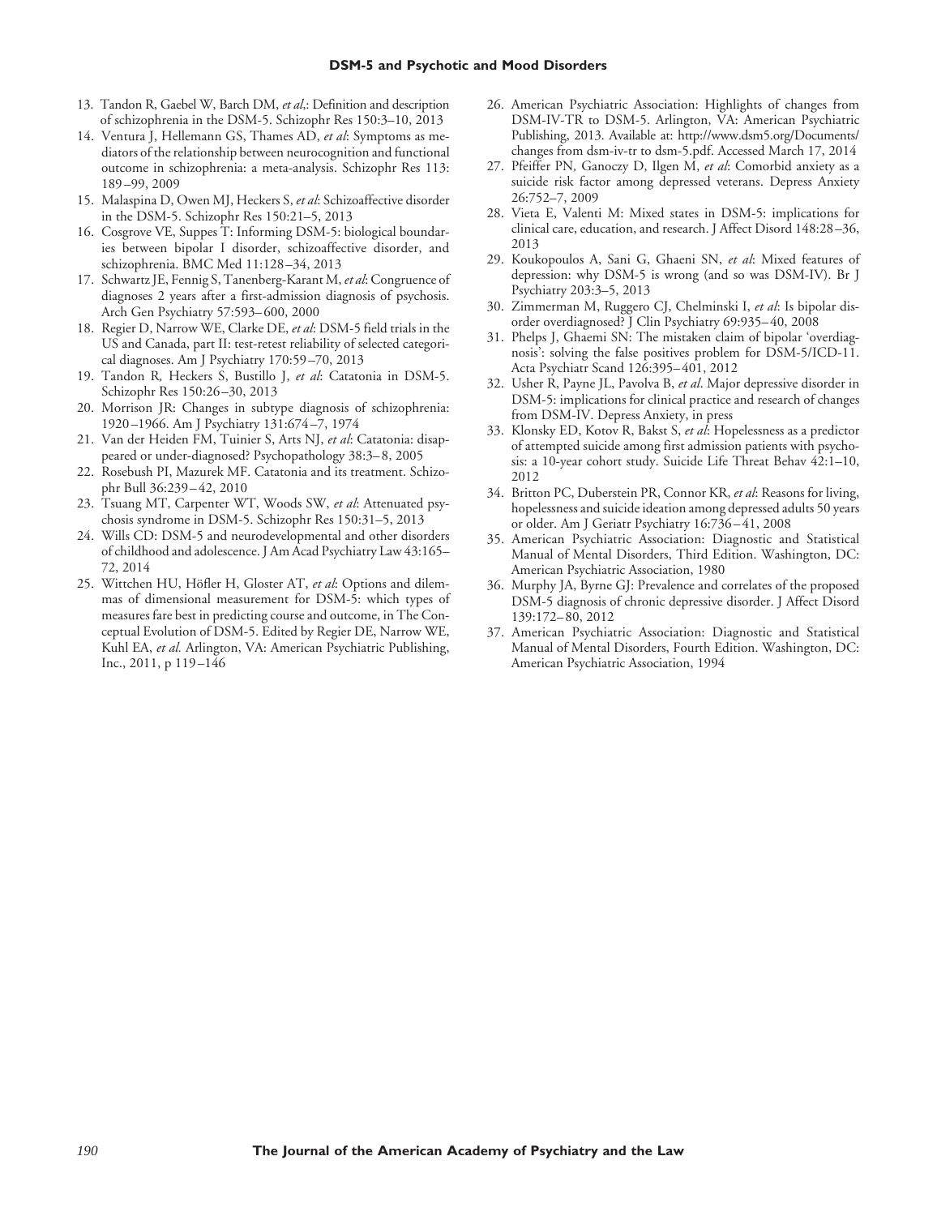13. Tandon R, Gaebel W, Barch DM, *et al*,: Definition and description of schizophrenia in the DSM-5. Schizophr Res 150:3–10, 2013
14. Ventura J, Hellemann GS, Thames AD, *et al*: Symptoms as mediators of the relationship between neurocognition and functional outcome in schizophrenia: a meta-analysis. Schizophr Res 113: 189–99, 2009
15. Malaspina D, Owen MJ, Heckers S, *et al*: Schizoaffective disorder in the DSM-5. Schizophr Res 150:21–5, 2013
16. Cosgrove VE, Suppes T: Informing DSM-5: biological boundaries between bipolar I disorder, schizoaffective disorder, and schizophrenia. BMC Med 11:128–34, 2013
17. Schwartz JE, Fennig S, Tanenberg-Karant M, *et al*: Congruence of diagnoses 2 years after a first-admission diagnosis of psychosis. Arch Gen Psychiatry 57:593–600, 2000
18. Regier D, Narrow WE, Clarke DE, *et al*: DSM-5 field trials in the US and Canada, part II: test-retest reliability of selected categorical diagnoses. Am J Psychiatry 170:59–70, 2013
19. Tandon R, Heckers S, Bustillo J, *et al*: Catatonia in DSM-5. Schizophr Res 150:26–30, 2013
20. Morrison JR: Changes in subtype diagnosis of schizophrenia: 1920–1966. Am J Psychiatry 131:674–7, 1974
21. Van der Heiden FM, Tuinier S, Arts NJ, *et al*: Catatonia: disappeared or under-diagnosed? Psychopathology 38:3–8, 2005
22. Rosebush PI, Mazurek MF. Catatonia and its treatment. Schizophr Bull 36:239–42, 2010
23. Tsuang MT, Carpenter WT, Woods SW, *et al*: Attenuated psychosis syndrome in DSM-5. Schizophr Res 150:31–5, 2013
24. Wills CD: DSM-5 and neurodevelopmental and other disorders of childhood and adolescence. J Am Acad Psychiatry Law 43:165–72, 2014
25. Wittchen HU, Höfler H, Gloster AT, *et al*: Options and dilemmas of dimensional measurement for DSM-5: which types of measures fare best in predicting course and outcome, in The Conceptual Evolution of DSM-5. Edited by Regier DE, Narrow WE, Kuhl EA, *et al.* Arlington, VA: American Psychiatric Publishing, Inc., 2011, p 119–146
26. American Psychiatric Association: Highlights of changes from DSM-IV-TR to DSM-5. Arlington, VA: American Psychiatric Publishing, 2013. Available at: http://www.dsm5.org/Documents/changes from dsm-iv-tr to dsm-5.pdf. Accessed March 17, 2014
27. Pfeiffer PN, Ganoczy D, Ilgen M, *et al*: Comorbid anxiety as a suicide risk factor among depressed veterans. Depress Anxiety 26:752–7, 2009
28. Vieta E, Valenti M: Mixed states in DSM-5: implications for clinical care, education, and research. J Affect Disord 148:28–36, 2013
29. Koukopoulos A, Sani G, Ghaeni SN, *et al*: Mixed features of depression: why DSM-5 is wrong (and so was DSM-IV). Br J Psychiatry 203:3–5, 2013
30. Zimmerman M, Ruggero CJ, Chelminski I, *et al*: Is bipolar disorder overdiagnosed? J Clin Psychiatry 69:935–40, 2008
31. Phelps J, Ghaemi SN: The mistaken claim of bipolar 'overdiagnosis': solving the false positives problem for DSM-5/ICD-11. Acta Psychiatr Scand 126:395–401, 2012
32. Usher R, Payne JL, Pavolva B, *et al*. Major depressive disorder in DSM-5: implications for clinical practice and research of changes from DSM-IV. Depress Anxiety, in press
33. Klonsky ED, Kotov R, Bakst S, *et al*: Hopelessness as a predictor of attempted suicide among first admission patients with psychosis: a 10-year cohort study. Suicide Life Threat Behav 42:1–10, 2012
34. Britton PC, Duberstein PR, Connor KR, *et al*: Reasons for living, hopelessness and suicide ideation among depressed adults 50 years or older. Am J Geriatr Psychiatry 16:736–41, 2008
35. American Psychiatric Association: Diagnostic and Statistical Manual of Mental Disorders, Third Edition. Washington, DC: American Psychiatric Association, 1980
36. Murphy JA, Byrne GJ: Prevalence and correlates of the proposed DSM-5 diagnosis of chronic depressive disorder. J Affect Disord 139:172–80, 2012
37. American Psychiatric Association: Diagnostic and Statistical Manual of Mental Disorders, Fourth Edition. Washington, DC: American Psychiatric Association, 1994